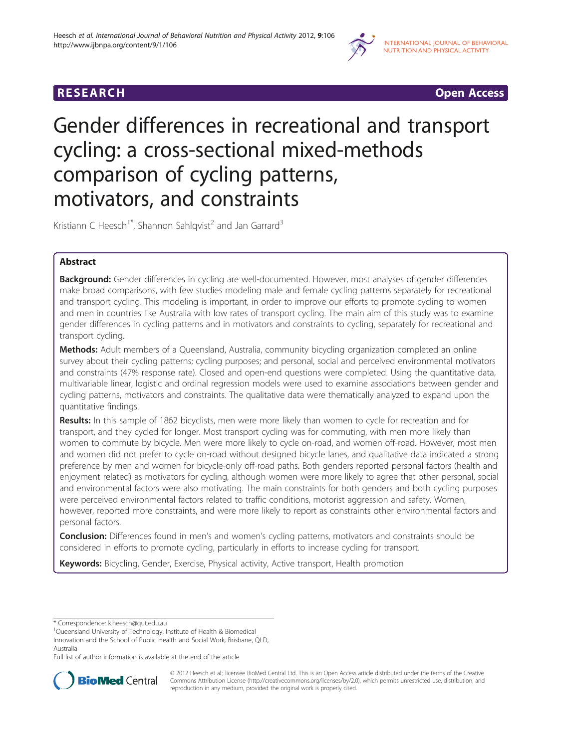RESEARCH Open Access

# Gender differences in recreational and transport cycling: a cross-sectional mixed-methods comparison of cycling patterns, motivators, and constraints

Kristiann C Heesch[1*], Shannon Sahlqvist[2] and Jan Garrard[3]

## Abstract

**Background:** Gender differences in cycling are well-documented. However, most analyses of gender differences make broad comparisons, with few studies modeling male and female cycling patterns separately for recreational and transport cycling. This modeling is important, in order to improve our efforts to promote cycling to women and men in countries like Australia with low rates of transport cycling. The main aim of this study was to examine gender differences in cycling patterns and in motivators and constraints to cycling, separately for recreational and transport cycling.

**Methods:** Adult members of a Queensland, Australia, community bicycling organization completed an online survey about their cycling patterns; cycling purposes; and personal, social and perceived environmental motivators and constraints (47% response rate). Closed and open-end questions were completed. Using the quantitative data, multivariable linear, logistic and ordinal regression models were used to examine associations between gender and cycling patterns, motivators and constraints. The qualitative data were thematically analyzed to expand upon the quantitative findings.

**Results:** In this sample of 1862 bicyclists, men were more likely than women to cycle for recreation and for transport, and they cycled for longer. Most transport cycling was for commuting, with men more likely than women to commute by bicycle. Men were more likely to cycle on-road, and women off-road. However, most men and women did not prefer to cycle on-road without designed bicycle lanes, and qualitative data indicated a strong preference by men and women for bicycle-only off-road paths. Both genders reported personal factors (health and enjoyment related) as motivators for cycling, although women were more likely to agree that other personal, social and environmental factors were also motivating. The main constraints for both genders and both cycling purposes were perceived environmental factors related to traffic conditions, motorist aggression and safety. Women, however, reported more constraints, and were more likely to report as constraints other environmental factors and personal factors.

**Conclusion:** Differences found in men's and women's cycling patterns, motivators and constraints should be considered in efforts to promote cycling, particularly in efforts to increase cycling for transport.

**Keywords:** Bicycling, Gender, Exercise, Physical activity, Active transport, Health promotion

\* Correspondence: k.heesch@qut.edu.au

[1]Queensland University of Technology, Institute of Health & Biomedical Innovation and the School of Public Health and Social Work, Brisbane, QLD, Australia

Full list of author information is available at the end of the article

© 2012 Heesch et al.; licensee BioMed Central Ltd. This is an Open Access article distributed under the terms of the Creative Commons Attribution License (http://creativecommons.org/licenses/by/2.0), which permits unrestricted use, distribution, and reproduction in any medium, provided the original work is properly cited.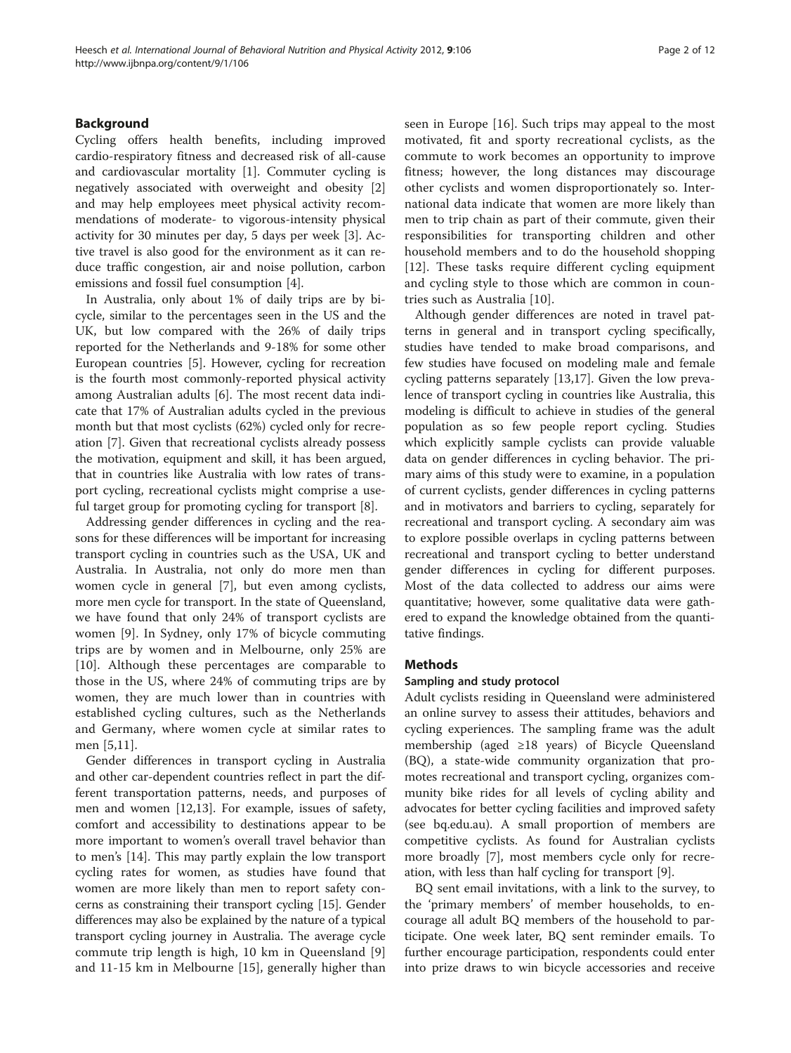## Background

Cycling offers health benefits, including improved cardio-respiratory fitness and decreased risk of all-cause and cardiovascular mortality [1]. Commuter cycling is negatively associated with overweight and obesity [2] and may help employees meet physical activity recommendations of moderate- to vigorous-intensity physical activity for 30 minutes per day, 5 days per week [3]. Active travel is also good for the environment as it can reduce traffic congestion, air and noise pollution, carbon emissions and fossil fuel consumption [4].

In Australia, only about 1% of daily trips are by bicycle, similar to the percentages seen in the US and the UK, but low compared with the 26% of daily trips reported for the Netherlands and 9-18% for some other European countries [5]. However, cycling for recreation is the fourth most commonly-reported physical activity among Australian adults [6]. The most recent data indicate that 17% of Australian adults cycled in the previous month but that most cyclists (62%) cycled only for recreation [7]. Given that recreational cyclists already possess the motivation, equipment and skill, it has been argued, that in countries like Australia with low rates of transport cycling, recreational cyclists might comprise a useful target group for promoting cycling for transport [8].

Addressing gender differences in cycling and the reasons for these differences will be important for increasing transport cycling in countries such as the USA, UK and Australia. In Australia, not only do more men than women cycle in general [7], but even among cyclists, more men cycle for transport. In the state of Queensland, we have found that only 24% of transport cyclists are women [9]. In Sydney, only 17% of bicycle commuting trips are by women and in Melbourne, only 25% are [10]. Although these percentages are comparable to those in the US, where 24% of commuting trips are by women, they are much lower than in countries with established cycling cultures, such as the Netherlands and Germany, where women cycle at similar rates to men [5,11].

Gender differences in transport cycling in Australia and other car-dependent countries reflect in part the different transportation patterns, needs, and purposes of men and women [12,13]. For example, issues of safety, comfort and accessibility to destinations appear to be more important to women's overall travel behavior than to men's [14]. This may partly explain the low transport cycling rates for women, as studies have found that women are more likely than men to report safety concerns as constraining their transport cycling [15]. Gender differences may also be explained by the nature of a typical transport cycling journey in Australia. The average cycle commute trip length is high, 10 km in Queensland [9] and 11-15 km in Melbourne [15], generally higher than seen in Europe [16]. Such trips may appeal to the most motivated, fit and sporty recreational cyclists, as the commute to work becomes an opportunity to improve fitness; however, the long distances may discourage other cyclists and women disproportionately so. International data indicate that women are more likely than men to trip chain as part of their commute, given their responsibilities for transporting children and other household members and to do the household shopping [12]. These tasks require different cycling equipment and cycling style to those which are common in countries such as Australia [10].

Although gender differences are noted in travel patterns in general and in transport cycling specifically, studies have tended to make broad comparisons, and few studies have focused on modeling male and female cycling patterns separately [13,17]. Given the low prevalence of transport cycling in countries like Australia, this modeling is difficult to achieve in studies of the general population as so few people report cycling. Studies which explicitly sample cyclists can provide valuable data on gender differences in cycling behavior. The primary aims of this study were to examine, in a population of current cyclists, gender differences in cycling patterns and in motivators and barriers to cycling, separately for recreational and transport cycling. A secondary aim was to explore possible overlaps in cycling patterns between recreational and transport cycling to better understand gender differences in cycling for different purposes. Most of the data collected to address our aims were quantitative; however, some qualitative data were gathered to expand the knowledge obtained from the quantitative findings.

## Methods

### Sampling and study protocol

Adult cyclists residing in Queensland were administered an online survey to assess their attitudes, behaviors and cycling experiences. The sampling frame was the adult membership (aged ≥18 years) of Bicycle Queensland (BQ), a state-wide community organization that promotes recreational and transport cycling, organizes community bike rides for all levels of cycling ability and advocates for better cycling facilities and improved safety (see bq.edu.au). A small proportion of members are competitive cyclists. As found for Australian cyclists more broadly [7], most members cycle only for recreation, with less than half cycling for transport [9].

BQ sent email invitations, with a link to the survey, to the 'primary members' of member households, to encourage all adult BQ members of the household to participate. One week later, BQ sent reminder emails. To further encourage participation, respondents could enter into prize draws to win bicycle accessories and receive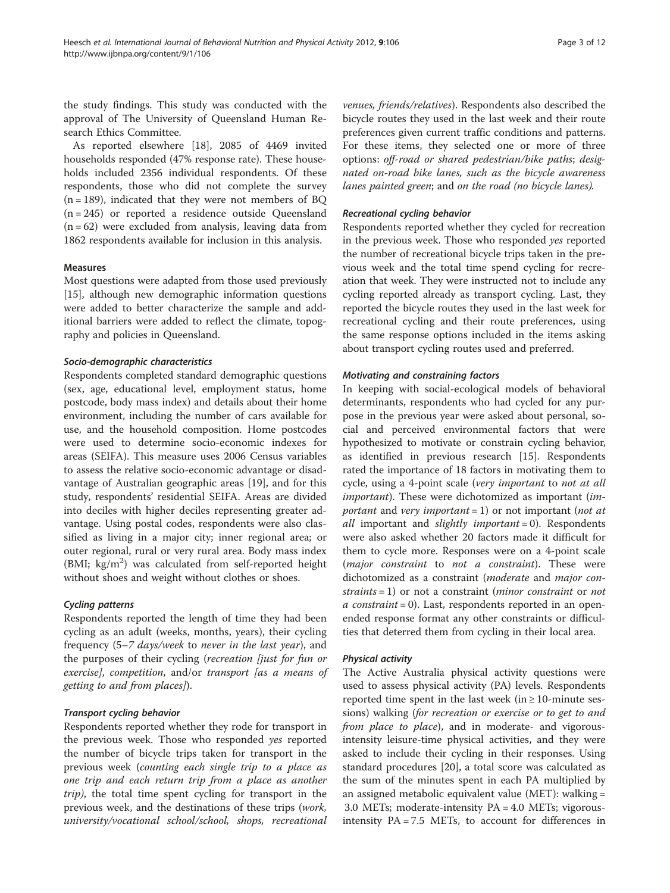the study findings. This study was conducted with the approval of The University of Queensland Human Research Ethics Committee.

As reported elsewhere [18], 2085 of 4469 invited households responded (47% response rate). These households included 2356 individual respondents. Of these respondents, those who did not complete the survey (n = 189), indicated that they were not members of BQ (n = 245) or reported a residence outside Queensland (n = 62) were excluded from analysis, leaving data from 1862 respondents available for inclusion in this analysis.

### Measures

Most questions were adapted from those used previously [15], although new demographic information questions were added to better characterize the sample and additional barriers were added to reflect the climate, topography and policies in Queensland.

#### *Socio-demographic characteristics*

Respondents completed standard demographic questions (sex, age, educational level, employment status, home postcode, body mass index) and details about their home environment, including the number of cars available for use, and the household composition. Home postcodes were used to determine socio-economic indexes for areas (SEIFA). This measure uses 2006 Census variables to assess the relative socio-economic advantage or disadvantage of Australian geographic areas [19], and for this study, respondents' residential SEIFA. Areas are divided into deciles with higher deciles representing greater advantage. Using postal codes, respondents were also classified as living in a major city; inner regional area; or outer regional, rural or very rural area. Body mass index (BMI; $kg/m^2$) was calculated from self-reported height without shoes and weight without clothes or shoes.

#### *Cycling patterns*

Respondents reported the length of time they had been cycling as an adult (weeks, months, years), their cycling frequency (*5–7 days/week* to *never in the last year*), and the purposes of their cycling (*recreation [just for fun or exercise]*, *competition*, and/or *transport [as a means of getting to and from places]*).

#### *Transport cycling behavior*

Respondents reported whether they rode for transport in the previous week. Those who responded *yes* reported the number of bicycle trips taken for transport in the previous week (*counting each single trip to a place as one trip and each return trip from a place as another trip)*, the total time spent cycling for transport in the previous week, and the destinations of these trips (*work, university/vocational school/school, shops, recreational venues, friends/relatives*). Respondents also described the bicycle routes they used in the last week and their route preferences given current traffic conditions and patterns. For these items, they selected one or more of three options: *off-road or shared pedestrian/bike paths*; *designated on-road bike lanes, such as the bicycle awareness lanes painted green*; and *on the road (no bicycle lanes).*

#### *Recreational cycling behavior*

Respondents reported whether they cycled for recreation in the previous week. Those who responded *yes* reported the number of recreational bicycle trips taken in the previous week and the total time spend cycling for recreation that week. They were instructed not to include any cycling reported already as transport cycling. Last, they reported the bicycle routes they used in the last week for recreational cycling and their route preferences, using the same response options included in the items asking about transport cycling routes used and preferred.

#### *Motivating and constraining factors*

In keeping with social-ecological models of behavioral determinants, respondents who had cycled for any purpose in the previous year were asked about personal, social and perceived environmental factors that were hypothesized to motivate or constrain cycling behavior, as identified in previous research [15]. Respondents rated the importance of 18 factors in motivating them to cycle, using a 4-point scale (*very important* to *not at all important*). These were dichotomized as important (*important* and *very important* = 1) or not important (*not at all* important and *slightly important* = 0). Respondents were also asked whether 20 factors made it difficult for them to cycle more. Responses were on a 4-point scale (*major constraint* to *not a constraint*). These were dichotomized as a constraint (*moderate* and *major constraints* = 1) or not a constraint (*minor constraint* or *not a constraint* = 0). Last, respondents reported in an open-ended response format any other constraints or difficulties that deterred them from cycling in their local area.

#### *Physical activity*

The Active Australia physical activity questions were used to assess physical activity (PA) levels. Respondents reported time spent in the last week (in ≥ 10-minute sessions) walking (*for recreation or exercise or to get to and from place to place*), and in moderate- and vigorous-intensity leisure-time physical activities, and they were asked to include their cycling in their responses. Using standard procedures [20], a total score was calculated as the sum of the minutes spent in each PA multiplied by an assigned metabolic equivalent value (MET): walking = 3.0 METs; moderate-intensity PA = 4.0 METs; vigorous-intensity PA = 7.5 METs, to account for differences in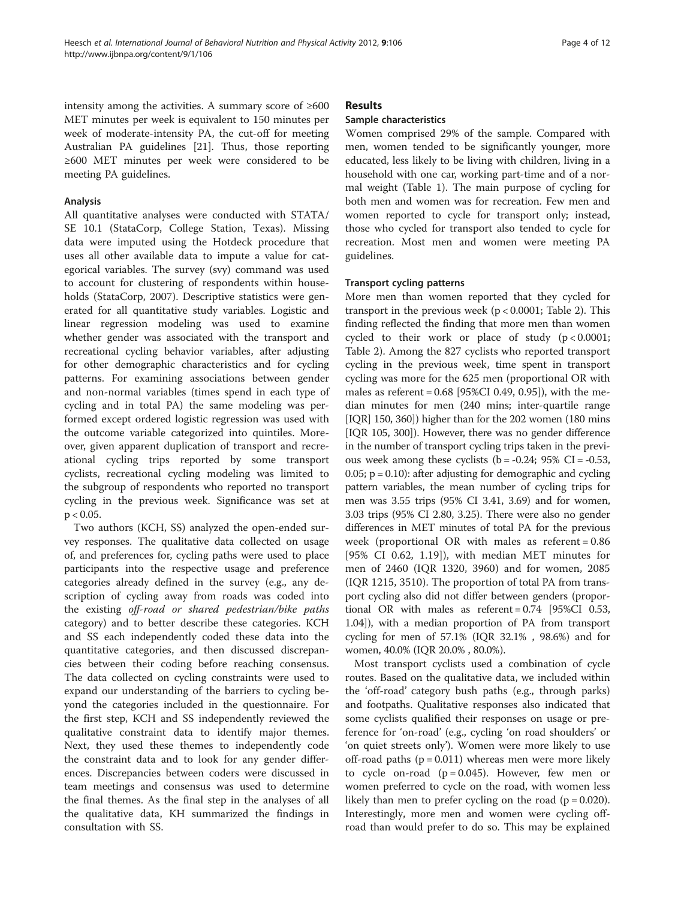intensity among the activities. A summary score of ≥600 MET minutes per week is equivalent to 150 minutes per week of moderate-intensity PA, the cut-off for meeting Australian PA guidelines [21]. Thus, those reporting ≥600 MET minutes per week were considered to be meeting PA guidelines.

### Analysis

All quantitative analyses were conducted with STATA/SE 10.1 (StataCorp, College Station, Texas). Missing data were imputed using the Hotdeck procedure that uses all other available data to impute a value for categorical variables. The survey (svy) command was used to account for clustering of respondents within households (StataCorp, 2007). Descriptive statistics were generated for all quantitative study variables. Logistic and linear regression modeling was used to examine whether gender was associated with the transport and recreational cycling behavior variables, after adjusting for other demographic characteristics and for cycling patterns. For examining associations between gender and non-normal variables (times spend in each type of cycling and in total PA) the same modeling was performed except ordered logistic regression was used with the outcome variable categorized into quintiles. Moreover, given apparent duplication of transport and recreational cycling trips reported by some transport cyclists, recreational cycling modeling was limited to the subgroup of respondents who reported no transport cycling in the previous week. Significance was set at $p < 0.05$.

Two authors (KCH, SS) analyzed the open-ended survey responses. The qualitative data collected on usage of, and preferences for, cycling paths were used to place participants into the respective usage and preference categories already defined in the survey (e.g., any description of cycling away from roads was coded into the existing *off-road or shared pedestrian/bike paths* category) and to better describe these categories. KCH and SS each independently coded these data into the quantitative categories, and then discussed discrepancies between their coding before reaching consensus. The data collected on cycling constraints were used to expand our understanding of the barriers to cycling beyond the categories included in the questionnaire. For the first step, KCH and SS independently reviewed the qualitative constraint data to identify major themes. Next, they used these themes to independently code the constraint data and to look for any gender differences. Discrepancies between coders were discussed in team meetings and consensus was used to determine the final themes. As the final step in the analyses of all the qualitative data, KH summarized the findings in consultation with SS.

## Results

### Sample characteristics

Women comprised 29% of the sample. Compared with men, women tended to be significantly younger, more educated, less likely to be living with children, living in a household with one car, working part-time and of a normal weight (Table 1). The main purpose of cycling for both men and women was for recreation. Few men and women reported to cycle for transport only; instead, those who cycled for transport also tended to cycle for recreation. Most men and women were meeting PA guidelines.

### Transport cycling patterns

More men than women reported that they cycled for transport in the previous week ($p < 0.0001$; Table 2). This finding reflected the finding that more men than women cycled to their work or place of study ($p < 0.0001$; Table 2). Among the 827 cyclists who reported transport cycling in the previous week, time spent in transport cycling was more for the 625 men (proportional OR with males as referent = 0.68 [95%CI 0.49, 0.95]), with the median minutes for men (240 mins; inter-quartile range [IQR] 150, 360]) higher than for the 202 women (180 mins [IQR 105, 300]). However, there was no gender difference in the number of transport cycling trips taken in the previous week among these cyclists (b = -0.24; 95% CI = -0.53, 0.05; $p = 0.10$): after adjusting for demographic and cycling pattern variables, the mean number of cycling trips for men was 3.55 trips (95% CI 3.41, 3.69) and for women, 3.03 trips (95% CI 2.80, 3.25). There were also no gender differences in MET minutes of total PA for the previous week (proportional OR with males as referent = 0.86 [95% CI 0.62, 1.19]), with median MET minutes for men of 2460 (IQR 1320, 3960) and for women, 2085 (IQR 1215, 3510). The proportion of total PA from transport cycling also did not differ between genders (proportional OR with males as referent = 0.74 [95%CI 0.53, 1.04]), with a median proportion of PA from transport cycling for men of 57.1% (IQR 32.1% , 98.6%) and for women, 40.0% (IQR 20.0% , 80.0%).

Most transport cyclists used a combination of cycle routes. Based on the qualitative data, we included within the 'off-road' category bush paths (e.g., through parks) and footpaths. Qualitative responses also indicated that some cyclists qualified their responses on usage or preference for 'on-road' (e.g., cycling 'on road shoulders' or 'on quiet streets only'). Women were more likely to use off-road paths ($p = 0.011$) whereas men were more likely to cycle on-road ($p = 0.045$). However, few men or women preferred to cycle on the road, with women less likely than men to prefer cycling on the road ($p = 0.020$). Interestingly, more men and women were cycling off-road than would prefer to do so. This may be explained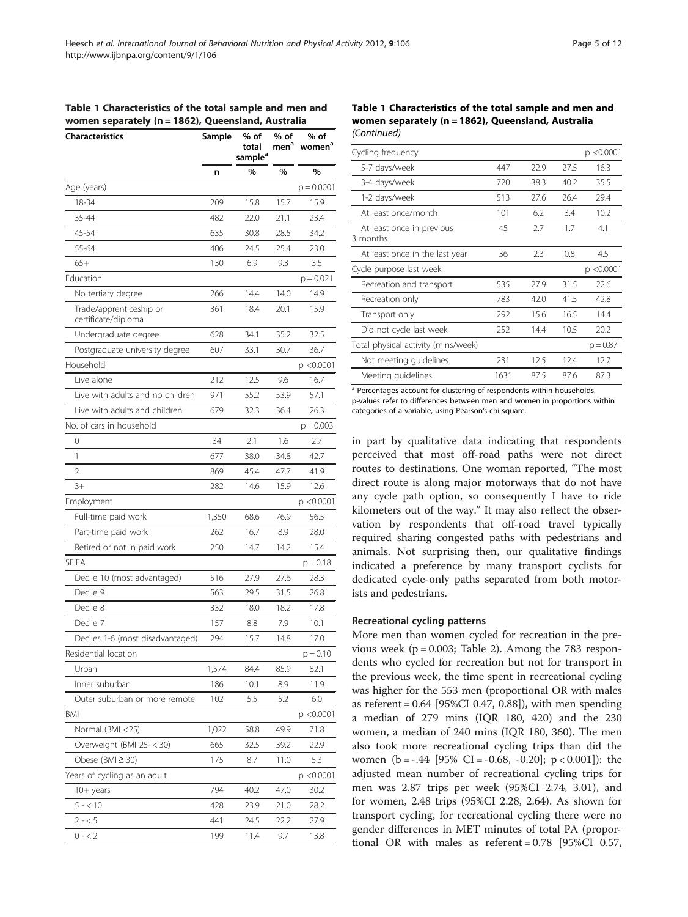**Table 1 Characteristics of the total sample and men and women separately (n = 1862), Queensland, Australia**

| Characteristics | Sample | % of total sample[a] | % of men[a] | % of women[a] |
|---|---|---|---|---|
| | n | % | % | % |
| Age (years) | | | | p = 0.0001 |
| 18-34 | 209 | 15.8 | 15.7 | 15.9 |
| 35-44 | 482 | 22.0 | 21.1 | 23.4 |
| 45-54 | 635 | 30.8 | 28.5 | 34.2 |
| 55-64 | 406 | 24.5 | 25.4 | 23.0 |
| 65+ | 130 | 6.9 | 9.3 | 3.5 |
| Education | | | | p = 0.021 |
| No tertiary degree | 266 | 14.4 | 14.0 | 14.9 |
| Trade/apprenticeship or certificate/diploma | 361 | 18.4 | 20.1 | 15.9 |
| Undergraduate degree | 628 | 34.1 | 35.2 | 32.5 |
| Postgraduate university degree | 607 | 33.1 | 30.7 | 36.7 |
| Household | | | | p <0.0001 |
| Live alone | 212 | 12.5 | 9.6 | 16.7 |
| Live with adults and no children | 971 | 55.2 | 53.9 | 57.1 |
| Live with adults and children | 679 | 32.3 | 36.4 | 26.3 |
| No. of cars in household | | | | p = 0.003 |
| 0 | 34 | 2.1 | 1.6 | 2.7 |
| 1 | 677 | 38.0 | 34.8 | 42.7 |
| 2 | 869 | 45.4 | 47.7 | 41.9 |
| 3+ | 282 | 14.6 | 15.9 | 12.6 |
| Employment | | | | p <0.0001 |
| Full-time paid work | 1,350 | 68.6 | 76.9 | 56.5 |
| Part-time paid work | 262 | 16.7 | 8.9 | 28.0 |
| Retired or not in paid work | 250 | 14.7 | 14.2 | 15.4 |
| SEIFA | | | | p = 0.18 |
| Decile 10 (most advantaged) | 516 | 27.9 | 27.6 | 28.3 |
| Decile 9 | 563 | 29.5 | 31.5 | 26.8 |
| Decile 8 | 332 | 18.0 | 18.2 | 17.8 |
| Decile 7 | 157 | 8.8 | 7.9 | 10.1 |
| Deciles 1-6 (most disadvantaged) | 294 | 15.7 | 14.8 | 17.0 |
| Residential location | | | | p = 0.10 |
| Urban | 1,574 | 84.4 | 85.9 | 82.1 |
| Inner suburban | 186 | 10.1 | 8.9 | 11.9 |
| Outer suburban or more remote | 102 | 5.5 | 5.2 | 6.0 |
| BMI | | | | p <0.0001 |
| Normal (BMI <25) | 1,022 | 58.8 | 49.9 | 71.8 |
| Overweight (BMI 25- < 30) | 665 | 32.5 | 39.2 | 22.9 |
| Obese (BMI ≥ 30) | 175 | 8.7 | 11.0 | 5.3 |
| Years of cycling as an adult | | | | p <0.0001 |
| 10+ years | 794 | 40.2 | 47.0 | 30.2 |
| 5 - < 10 | 428 | 23.9 | 21.0 | 28.2 |
| 2 - < 5 | 441 | 24.5 | 22.2 | 27.9 |
| 0 - < 2 | 199 | 11.4 | 9.7 | 13.8 |
| Cycling frequency | | | | p <0.0001 |
| 5-7 days/week | 447 | 22.9 | 27.5 | 16.3 |
| 3-4 days/week | 720 | 38.3 | 40.2 | 35.5 |
| 1-2 days/week | 513 | 27.6 | 26.4 | 29.4 |
| At least once/month | 101 | 6.2 | 3.4 | 10.2 |
| At least once in previous 3 months | 45 | 2.7 | 1.7 | 4.1 |
| At least once in the last year | 36 | 2.3 | 0.8 | 4.5 |
| Cycle purpose last week | | | | p <0.0001 |
| Recreation and transport | 535 | 27.9 | 31.5 | 22.6 |
| Recreation only | 783 | 42.0 | 41.5 | 42.8 |
| Transport only | 292 | 15.6 | 16.5 | 14.4 |
| Did not cycle last week | 252 | 14.4 | 10.5 | 20.2 |
| Total physical activity (mins/week) | | | | p = 0.87 |
| Not meeting guidelines | 231 | 12.5 | 12.4 | 12.7 |
| Meeting guidelines | 1631 | 87.5 | 87.6 | 87.3 |

[a] Percentages account for clustering of respondents within households.
p-values refer to differences between men and women in proportions within categories of a variable, using Pearson's chi-square.

in part by qualitative data indicating that respondents perceived that most off-road paths were not direct routes to destinations. One woman reported, "The most direct route is along major motorways that do not have any cycle path option, so consequently I have to ride kilometers out of the way." It may also reflect the observation by respondents that off-road travel typically required sharing congested paths with pedestrians and animals. Not surprising then, our qualitative findings indicated a preference by many transport cyclists for dedicated cycle-only paths separated from both motorists and pedestrians.

### Recreational cycling patterns

More men than women cycled for recreation in the previous week (p = 0.003; Table 2). Among the 783 respondents who cycled for recreation but not for transport in the previous week, the time spent in recreational cycling was higher for the 553 men (proportional OR with males as referent = 0.64 [95%CI 0.47, 0.88]), with men spending a median of 279 mins (IQR 180, 420) and the 230 women, a median of 240 mins (IQR 180, 360). The men also took more recreational cycling trips than did the women (b = -.44 [95% CI = -0.68, -0.20]; p < 0.001]): the adjusted mean number of recreational cycling trips for men was 2.87 trips per week (95%CI 2.74, 3.01), and for women, 2.48 trips (95%CI 2.28, 2.64). As shown for transport cycling, for recreational cycling there were no gender differences in MET minutes of total PA (proportional OR with males as referent = 0.78 [95%CI 0.57,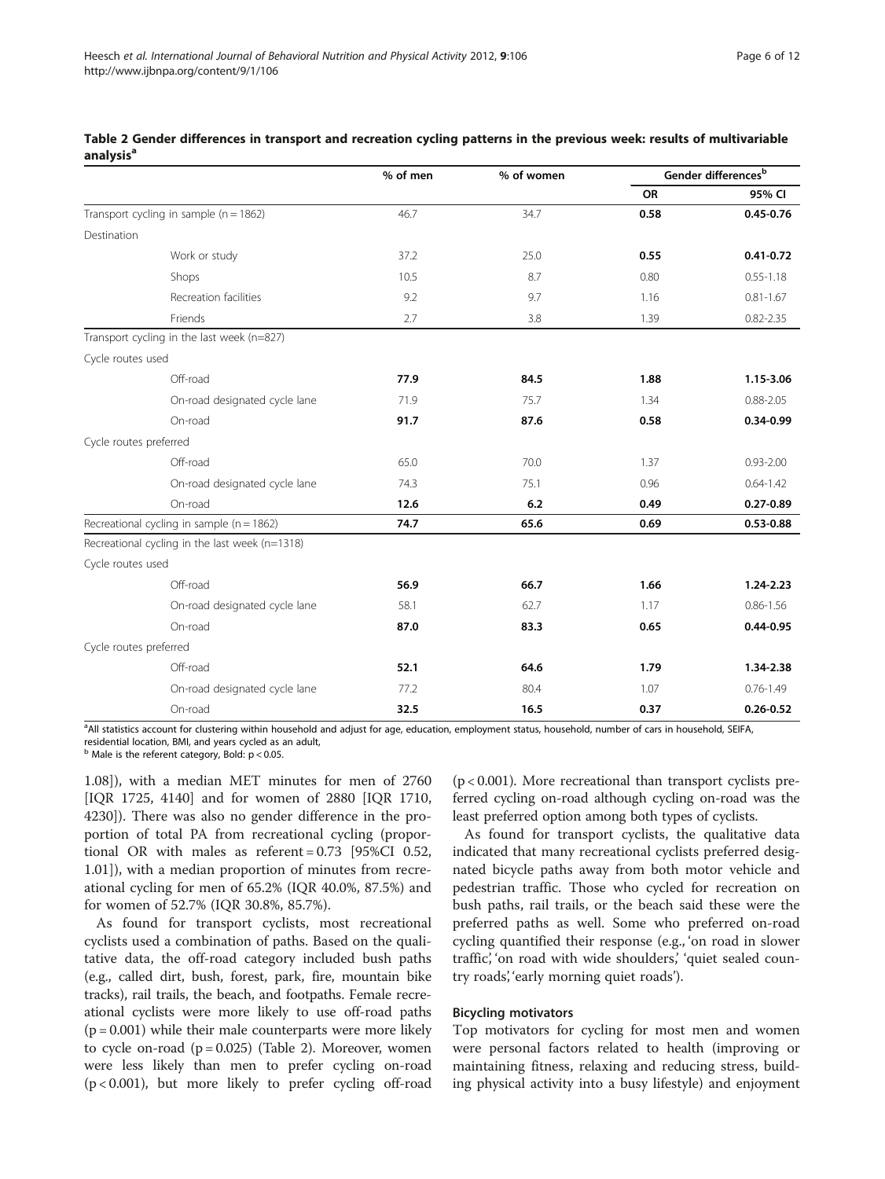**Table 2 Gender differences in transport and recreation cycling patterns in the previous week: results of multivariable analysis[a]**

| | % of men | % of women | Gender differences[b] | |
|---|---|---|---|---|
| | | | OR | 95% CI |
| Transport cycling in sample (n = 1862) | 46.7 | 34.7 | **0.58** | **0.45-0.76** |
| Destination | | | | |
| Work or study | 37.2 | 25.0 | **0.55** | **0.41-0.72** |
| Shops | 10.5 | 8.7 | 0.80 | 0.55-1.18 |
| Recreation facilities | 9.2 | 9.7 | 1.16 | 0.81-1.67 |
| Friends | 2.7 | 3.8 | 1.39 | 0.82-2.35 |
| Transport cycling in the last week (n=827) | | | | |
| Cycle routes used | | | | |
| Off-road | **77.9** | **84.5** | **1.88** | **1.15-3.06** |
| On-road designated cycle lane | 71.9 | 75.7 | 1.34 | 0.88-2.05 |
| On-road | **91.7** | **87.6** | **0.58** | **0.34-0.99** |
| Cycle routes preferred | | | | |
| Off-road | 65.0 | 70.0 | 1.37 | 0.93-2.00 |
| On-road designated cycle lane | 74.3 | 75.1 | 0.96 | 0.64-1.42 |
| On-road | **12.6** | **6.2** | **0.49** | **0.27-0.89** |
| Recreational cycling in sample (n = 1862) | **74.7** | **65.6** | **0.69** | **0.53-0.88** |
| Recreational cycling in the last week (n=1318) | | | | |
| Cycle routes used | | | | |
| Off-road | **56.9** | **66.7** | **1.66** | **1.24-2.23** |
| On-road designated cycle lane | 58.1 | 62.7 | 1.17 | 0.86-1.56 |
| On-road | **87.0** | **83.3** | **0.65** | **0.44-0.95** |
| Cycle routes preferred | | | | |
| Off-road | **52.1** | **64.6** | **1.79** | **1.34-2.38** |
| On-road designated cycle lane | 77.2 | 80.4 | 1.07 | 0.76-1.49 |
| On-road | **32.5** | **16.5** | **0.37** | **0.26-0.52** |

[a]All statistics account for clustering within household and adjust for age, education, employment status, household, number of cars in household, SEIFA, residential location, BMI, and years cycled as an adult,
[b] Male is the referent category, Bold: $p < 0.05$.

1.08]), with a median MET minutes for men of 2760 [IQR 1725, 4140] and for women of 2880 [IQR 1710, 4230]). There was also no gender difference in the proportion of total PA from recreational cycling (proportional OR with males as referent = 0.73 [95%CI 0.52, 1.01]), with a median proportion of minutes from recreational cycling for men of 65.2% (IQR 40.0%, 87.5%) and for women of 52.7% (IQR 30.8%, 85.7%).

As found for transport cyclists, most recreational cyclists used a combination of paths. Based on the qualitative data, the off-road category included bush paths (e.g., called dirt, bush, forest, park, fire, mountain bike tracks), rail trails, the beach, and footpaths. Female recreational cyclists were more likely to use off-road paths ($p = 0.001$) while their male counterparts were more likely to cycle on-road ($p = 0.025$) (Table 2). Moreover, women were less likely than men to prefer cycling on-road ($p < 0.001$), but more likely to prefer cycling off-road ($p < 0.001$). More recreational than transport cyclists preferred cycling on-road although cycling on-road was the least preferred option among both types of cyclists.

As found for transport cyclists, the qualitative data indicated that many recreational cyclists preferred designated bicycle paths away from both motor vehicle and pedestrian traffic. Those who cycled for recreation on bush paths, rail trails, or the beach said these were the preferred paths as well. Some who preferred on-road cycling quantified their response (e.g., 'on road in slower traffic,' 'on road with wide shoulders,' 'quiet sealed country roads,' 'early morning quiet roads').

### Bicycling motivators

Top motivators for cycling for most men and women were personal factors related to health (improving or maintaining fitness, relaxing and reducing stress, building physical activity into a busy lifestyle) and enjoyment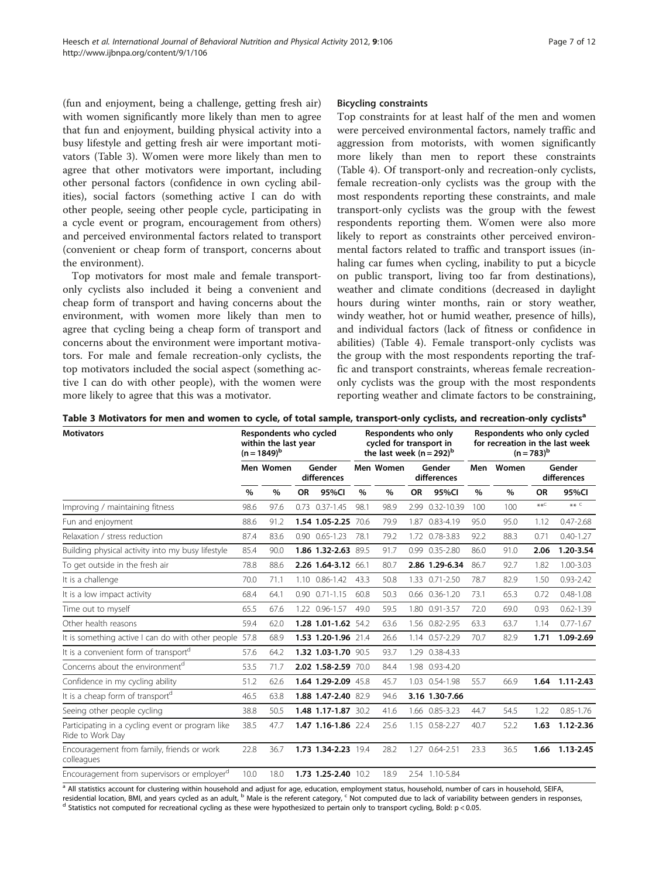(fun and enjoyment, being a challenge, getting fresh air) with women significantly more likely than men to agree that fun and enjoyment, building physical activity into a busy lifestyle and getting fresh air were important motivators (Table 3). Women were more likely than men to agree that other motivators were important, including other personal factors (confidence in own cycling abilities), social factors (something active I can do with other people, seeing other people cycle, participating in a cycle event or program, encouragement from others) and perceived environmental factors related to transport (convenient or cheap form of transport, concerns about the environment).

Top motivators for most male and female transport-only cyclists also included it being a convenient and cheap form of transport and having concerns about the environment, with women more likely than men to agree that cycling being a cheap form of transport and concerns about the environment were important motivators. For male and female recreation-only cyclists, the top motivators included the social aspect (something active I can do with other people), with the women were more likely to agree that this was a motivator.

### Bicycling constraints

Top constraints for at least half of the men and women were perceived environmental factors, namely traffic and aggression from motorists, with women significantly more likely than men to report these constraints (Table 4). Of transport-only and recreation-only cyclists, female recreation-only cyclists was the group with the most respondents reporting these constraints, and male transport-only cyclists was the group with the fewest respondents reporting them. Women were also more likely to report as constraints other perceived environmental factors related to traffic and transport issues (inhaling car fumes when cycling, inability to put a bicycle on public transport, living too far from destinations), weather and climate conditions (decreased in daylight hours during winter months, rain or story weather, windy weather, hot or humid weather, presence of hills), and individual factors (lack of fitness or confidence in abilities) (Table 4). Female transport-only cyclists was the group with the most respondents reporting the traffic and transport constraints, whereas female recreation-only cyclists was the group with the most respondents reporting weather and climate factors to be constraining,

**Table 3 Motivators for men and women to cycle, of total sample, transport-only cyclists, and recreation-only cyclists[a]**

| Motivators | Respondents who cycled within the last year (n = 1849)[b] | | | | Respondents who only cycled for transport in the last week (n = 292)[b] | | | | Respondents who only cycled for recreation in the last week (n = 783)[b] | | | |
|---|---|---|---|---|---|---|---|---|---|---|---|---|
| | Men | Women | Gender differences | | Men | Women | Gender differences | | Men | Women | Gender differences | |
| | % | % | OR | 95%CI | % | % | OR | 95%CI | % | % | OR | 95%CI |
| Improving / maintaining fitness | 98.6 | 97.6 | 0.73 | 0.37-1.45 | 98.1 | 98.9 | 2.99 | 0.32-10.39 | 100 | 100 | **[c] | ** [c] |
| Fun and enjoyment | 88.6 | 91.2 | **1.54** | **1.05-2.25** | 70.6 | 79.9 | 1.87 | 0.83-4.19 | 95.0 | 95.0 | 1.12 | 0.47-2.68 |
| Relaxation / stress reduction | 87.4 | 83.6 | 0.90 | 0.65-1.23 | 78.1 | 79.2 | 1.72 | 0.78-3.83 | 92.2 | 88.3 | 0.71 | 0.40-1.27 |
| Building physical activity into my busy lifestyle | 85.4 | 90.0 | **1.86** | **1.32-2.63** | 89.5 | 91.7 | 0.99 | 0.35-2.80 | 86.0 | 91.0 | **2.06** | **1.20-3.54** |
| To get outside in the fresh air | 78.8 | 88.6 | **2.26** | **1.64-3.12** | 66.1 | 80.7 | **2.86** | **1.29-6.34** | 86.7 | 92.7 | 1.82 | 1.00-3.03 |
| It is a challenge | 70.0 | 71.1 | 1.10 | 0.86-1.42 | 43.3 | 50.8 | 1.33 | 0.71-2.50 | 78.7 | 82.9 | 1.50 | 0.93-2.42 |
| It is a low impact activity | 68.4 | 64.1 | 0.90 | 0.71-1.15 | 60.8 | 50.3 | 0.66 | 0.36-1.20 | 73.1 | 65.3 | 0.72 | 0.48-1.08 |
| Time out to myself | 65.5 | 67.6 | 1.22 | 0.96-1.57 | 49.0 | 59.5 | 1.80 | 0.91-3.57 | 72.0 | 69.0 | 0.93 | 0.62-1.39 |
| Other health reasons | 59.4 | 62.0 | **1.28** | **1.01-1.62** | 54.2 | 63.6 | 1.56 | 0.82-2.95 | 63.3 | 63.7 | 1.14 | 0.77-1.67 |
| It is something active I can do with other people | 57.8 | 68.9 | **1.53** | **1.20-1.96** | 21.4 | 26.6 | 1.14 | 0.57-2.29 | 70.7 | 82.9 | **1.71** | **1.09-2.69** |
| It is a convenient form of transport[d] | 57.6 | 64.2 | **1.32** | **1.03-1.70** | 90.5 | 93.7 | 1.29 | 0.38-4.33 | | | | |
| Concerns about the environment[d] | 53.5 | 71.7 | **2.02** | **1.58-2.59** | 70.0 | 84.4 | 1.98 | 0.93-4.20 | | | | |
| Confidence in my cycling ability | 51.2 | 62.6 | **1.64** | **1.29-2.09** | 45.8 | 45.7 | 1.03 | 0.54-1.98 | 55.7 | 66.9 | **1.64** | **1.11-2.43** |
| It is a cheap form of transport[d] | 46.5 | 63.8 | **1.88** | **1.47-2.40** | 82.9 | 94.6 | **3.16** | **1.30-7.66** | | | | |
| Seeing other people cycling | 38.8 | 50.5 | **1.48** | **1.17-1.87** | 30.2 | 41.6 | 1.66 | 0.85-3.23 | 44.7 | 54.5 | 1.22 | 0.85-1.76 |
| Participating in a cycling event or program like Ride to Work Day | 38.5 | 47.7 | **1.47** | **1.16-1.86** | 22.4 | 25.6 | 1.15 | 0.58-2.27 | 40.7 | 52.2 | **1.63** | **1.12-2.36** |
| Encouragement from family, friends or work colleagues | 22.8 | 36.7 | **1.73** | **1.34-2.23** | 19.4 | 28.2 | 1.27 | 0.64-2.51 | 23.3 | 36.5 | **1.66** | **1.13-2.45** |
| Encouragement from supervisors or employer[d] | 10.0 | 18.0 | **1.73** | **1.25-2.40** | 10.2 | 18.9 | 2.54 | 1.10-5.84 | | | | |

[a] All statistics account for clustering within household and adjust for age, education, employment status, household, number of cars in household, SEIFA, residential location, BMI, and years cycled as an adult, [b] Male is the referent category, [c] Not computed due to lack of variability between genders in responses, [d] Statistics not computed for recreational cycling as these were hypothesized to pertain only to transport cycling, Bold: $p < 0.05$.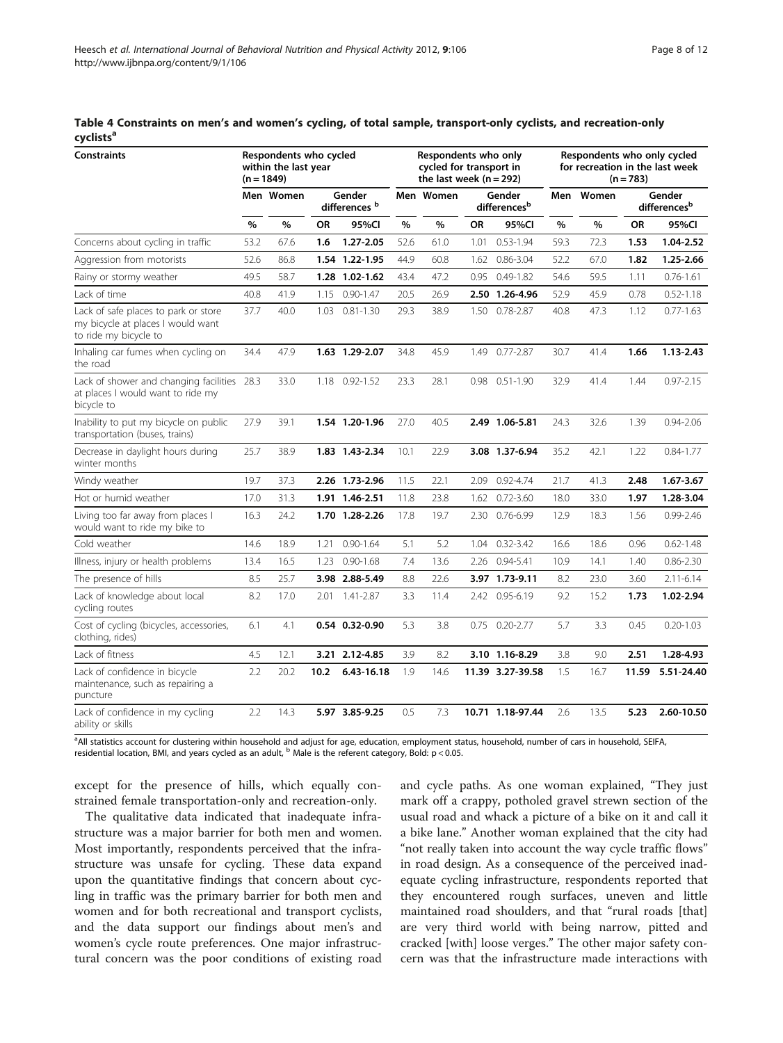**Table 4 Constraints on men's and women's cycling, of total sample, transport-only cyclists, and recreation-only cyclists[a]**

| Constraints | Respondents who cycled within the last year (n = 1849) | | | | Respondents who only cycled for transport in the last week (n = 292) | | | | Respondents who only cycled for recreation in the last week (n = 783) | | | |
|---|---|---|---|---|---|---|---|---|---|---|---|---|
| | Men | Women | Gender differences [b] | | Men | Women | Gender differences[b] | | Men | Women | Gender differences[b] | |
| | % | % | OR | 95%CI | % | % | OR | 95%CI | % | % | OR | 95%CI |
| Concerns about cycling in traffic | 53.2 | 67.6 | **1.6** | **1.27-2.05** | 52.6 | 61.0 | 1.01 | 0.53-1.94 | 59.3 | 72.3 | **1.53** | **1.04-2.52** |
| Aggression from motorists | 52.6 | 86.8 | **1.54** | **1.22-1.95** | 44.9 | 60.8 | 1.62 | 0.86-3.04 | 52.2 | 67.0 | **1.82** | **1.25-2.66** |
| Rainy or stormy weather | 49.5 | 58.7 | **1.28** | **1.02-1.62** | 43.4 | 47.2 | 0.95 | 0.49-1.82 | 54.6 | 59.5 | 1.11 | 0.76-1.61 |
| Lack of time | 40.8 | 41.9 | 1.15 | 0.90-1.47 | 20.5 | 26.9 | **2.50** | **1.26-4.96** | 52.9 | 45.9 | 0.78 | 0.52-1.18 |
| Lack of safe places to park or store my bicycle at places I would want to ride my bicycle to | 37.7 | 40.0 | 1.03 | 0.81-1.30 | 29.3 | 38.9 | 1.50 | 0.78-2.87 | 40.8 | 47.3 | 1.12 | 0.77-1.63 |
| Inhaling car fumes when cycling on the road | 34.4 | 47.9 | **1.63** | **1.29-2.07** | 34.8 | 45.9 | 1.49 | 0.77-2.87 | 30.7 | 41.4 | **1.66** | **1.13-2.43** |
| Lack of shower and changing facilities at places I would want to ride my bicycle to | 28.3 | 33.0 | 1.18 | 0.92-1.52 | 23.3 | 28.1 | 0.98 | 0.51-1.90 | 32.9 | 41.4 | 1.44 | 0.97-2.15 |
| Inability to put my bicycle on public transportation (buses, trains) | 27.9 | 39.1 | **1.54** | **1.20-1.96** | 27.0 | 40.5 | **2.49** | **1.06-5.81** | 24.3 | 32.6 | 1.39 | 0.94-2.06 |
| Decrease in daylight hours during winter months | 25.7 | 38.9 | **1.83** | **1.43-2.34** | 10.1 | 22.9 | **3.08** | **1.37-6.94** | 35.2 | 42.1 | 1.22 | 0.84-1.77 |
| Windy weather | 19.7 | 37.3 | **2.26** | **1.73-2.96** | 11.5 | 22.1 | 2.09 | 0.92-4.74 | 21.7 | 41.3 | **2.48** | **1.67-3.67** |
| Hot or humid weather | 17.0 | 31.3 | **1.91** | **1.46-2.51** | 11.8 | 23.8 | 1.62 | 0.72-3.60 | 18.0 | 33.0 | **1.97** | **1.28-3.04** |
| Living too far away from places I would want to ride my bike to | 16.3 | 24.2 | **1.70** | **1.28-2.26** | 17.8 | 19.7 | 2.30 | 0.76-6.99 | 12.9 | 18.3 | 1.56 | 0.99-2.46 |
| Cold weather | 14.6 | 18.9 | 1.21 | 0.90-1.64 | 5.1 | 5.2 | 1.04 | 0.32-3.42 | 16.6 | 18.6 | 0.96 | 0.62-1.48 |
| Illness, injury or health problems | 13.4 | 16.5 | 1.23 | 0.90-1.68 | 7.4 | 13.6 | 2.26 | 0.94-5.41 | 10.9 | 14.1 | 1.40 | 0.86-2.30 |
| The presence of hills | 8.5 | 25.7 | **3.98** | **2.88-5.49** | 8.8 | 22.6 | **3.97** | **1.73-9.11** | 8.2 | 23.0 | 3.60 | 2.11-6.14 |
| Lack of knowledge about local cycling routes | 8.2 | 17.0 | 2.01 | 1.41-2.87 | 3.3 | 11.4 | 2.42 | 0.95-6.19 | 9.2 | 15.2 | **1.73** | **1.02-2.94** |
| Cost of cycling (bicycles, accessories, clothing, rides) | 6.1 | 4.1 | **0.54** | **0.32-0.90** | 5.3 | 3.8 | 0.75 | 0.20-2.77 | 5.7 | 3.3 | 0.45 | 0.20-1.03 |
| Lack of fitness | 4.5 | 12.1 | **3.21** | **2.12-4.85** | 3.9 | 8.2 | **3.10** | **1.16-8.29** | 3.8 | 9.0 | **2.51** | **1.28-4.93** |
| Lack of confidence in bicycle maintenance, such as repairing a puncture | 2.2 | 20.2 | **10.2** | **6.43-16.18** | 1.9 | 14.6 | **11.39** | **3.27-39.58** | 1.5 | 16.7 | **11.59** | **5.51-24.40** |
| Lack of confidence in my cycling ability or skills | 2.2 | 14.3 | **5.97** | **3.85-9.25** | 0.5 | 7.3 | **10.71** | **1.18-97.44** | 2.6 | 13.5 | **5.23** | **2.60-10.50** |

[a]All statistics account for clustering within household and adjust for age, education, employment status, household, number of cars in household, SEIFA, residential location, BMI, and years cycled as an adult, [b] Male is the referent category, Bold: $p < 0.05$.

except for the presence of hills, which equally constrained female transportation-only and recreation-only.

The qualitative data indicated that inadequate infrastructure was a major barrier for both men and women. Most importantly, respondents perceived that the infrastructure was unsafe for cycling. These data expand upon the quantitative findings that concern about cycling in traffic was the primary barrier for both men and women and for both recreational and transport cyclists, and the data support our findings about men's and women's cycle route preferences. One major infrastructural concern was the poor conditions of existing road and cycle paths. As one woman explained, "They just mark off a crappy, potholed gravel strewn section of the usual road and whack a picture of a bike on it and call it a bike lane." Another woman explained that the city had "not really taken into account the way cycle traffic flows" in road design. As a consequence of the perceived inadequate cycling infrastructure, respondents reported that they encountered rough surfaces, uneven and little maintained road shoulders, and that "rural roads [that] are very third world with being narrow, pitted and cracked [with] loose verges." The other major safety concern was that the infrastructure made interactions with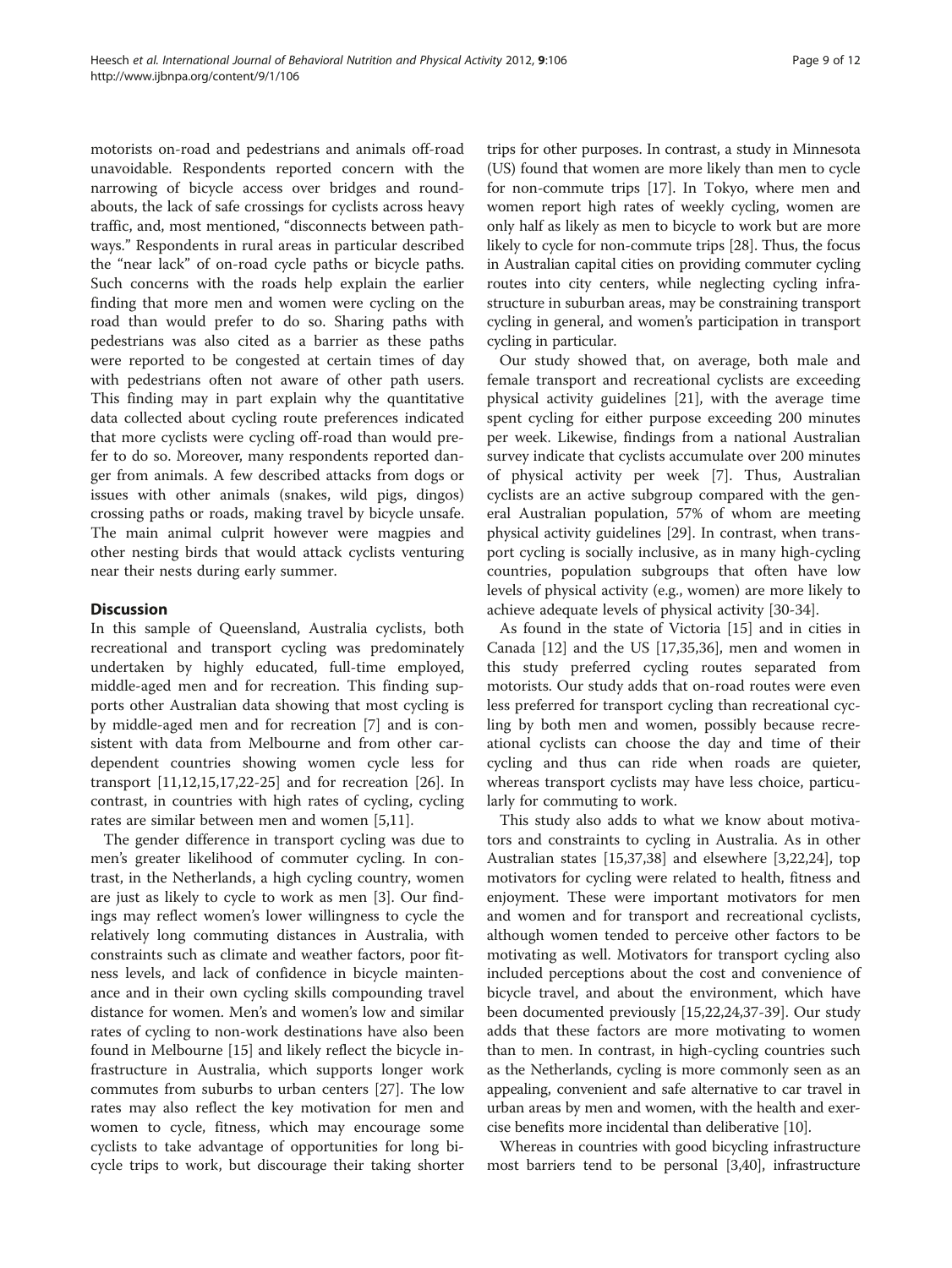motorists on-road and pedestrians and animals off-road unavoidable. Respondents reported concern with the narrowing of bicycle access over bridges and roundabouts, the lack of safe crossings for cyclists across heavy traffic, and, most mentioned, "disconnects between pathways." Respondents in rural areas in particular described the "near lack" of on-road cycle paths or bicycle paths. Such concerns with the roads help explain the earlier finding that more men and women were cycling on the road than would prefer to do so. Sharing paths with pedestrians was also cited as a barrier as these paths were reported to be congested at certain times of day with pedestrians often not aware of other path users. This finding may in part explain why the quantitative data collected about cycling route preferences indicated that more cyclists were cycling off-road than would prefer to do so. Moreover, many respondents reported danger from animals. A few described attacks from dogs or issues with other animals (snakes, wild pigs, dingos) crossing paths or roads, making travel by bicycle unsafe. The main animal culprit however were magpies and other nesting birds that would attack cyclists venturing near their nests during early summer.

## Discussion

In this sample of Queensland, Australia cyclists, both recreational and transport cycling was predominately undertaken by highly educated, full-time employed, middle-aged men and for recreation. This finding supports other Australian data showing that most cycling is by middle-aged men and for recreation [7] and is consistent with data from Melbourne and from other car-dependent countries showing women cycle less for transport [11,12,15,17,22-25] and for recreation [26]. In contrast, in countries with high rates of cycling, cycling rates are similar between men and women [5,11].

The gender difference in transport cycling was due to men's greater likelihood of commuter cycling. In contrast, in the Netherlands, a high cycling country, women are just as likely to cycle to work as men [3]. Our findings may reflect women's lower willingness to cycle the relatively long commuting distances in Australia, with constraints such as climate and weather factors, poor fitness levels, and lack of confidence in bicycle maintenance and in their own cycling skills compounding travel distance for women. Men's and women's low and similar rates of cycling to non-work destinations have also been found in Melbourne [15] and likely reflect the bicycle infrastructure in Australia, which supports longer work commutes from suburbs to urban centers [27]. The low rates may also reflect the key motivation for men and women to cycle, fitness, which may encourage some cyclists to take advantage of opportunities for long bicycle trips to work, but discourage their taking shorter trips for other purposes. In contrast, a study in Minnesota (US) found that women are more likely than men to cycle for non-commute trips [17]. In Tokyo, where men and women report high rates of weekly cycling, women are only half as likely as men to bicycle to work but are more likely to cycle for non-commute trips [28]. Thus, the focus in Australian capital cities on providing commuter cycling routes into city centers, while neglecting cycling infrastructure in suburban areas, may be constraining transport cycling in general, and women's participation in transport cycling in particular.

Our study showed that, on average, both male and female transport and recreational cyclists are exceeding physical activity guidelines [21], with the average time spent cycling for either purpose exceeding 200 minutes per week. Likewise, findings from a national Australian survey indicate that cyclists accumulate over 200 minutes of physical activity per week [7]. Thus, Australian cyclists are an active subgroup compared with the general Australian population, 57% of whom are meeting physical activity guidelines [29]. In contrast, when transport cycling is socially inclusive, as in many high-cycling countries, population subgroups that often have low levels of physical activity (e.g., women) are more likely to achieve adequate levels of physical activity [30-34].

As found in the state of Victoria [15] and in cities in Canada [12] and the US [17,35,36], men and women in this study preferred cycling routes separated from motorists. Our study adds that on-road routes were even less preferred for transport cycling than recreational cycling by both men and women, possibly because recreational cyclists can choose the day and time of their cycling and thus can ride when roads are quieter, whereas transport cyclists may have less choice, particularly for commuting to work.

This study also adds to what we know about motivators and constraints to cycling in Australia. As in other Australian states [15,37,38] and elsewhere [3,22,24], top motivators for cycling were related to health, fitness and enjoyment. These were important motivators for men and women and for transport and recreational cyclists, although women tended to perceive other factors to be motivating as well. Motivators for transport cycling also included perceptions about the cost and convenience of bicycle travel, and about the environment, which have been documented previously [15,22,24,37-39]. Our study adds that these factors are more motivating to women than to men. In contrast, in high-cycling countries such as the Netherlands, cycling is more commonly seen as an appealing, convenient and safe alternative to car travel in urban areas by men and women, with the health and exercise benefits more incidental than deliberative [10].

Whereas in countries with good bicycling infrastructure most barriers tend to be personal [3,40], infrastructure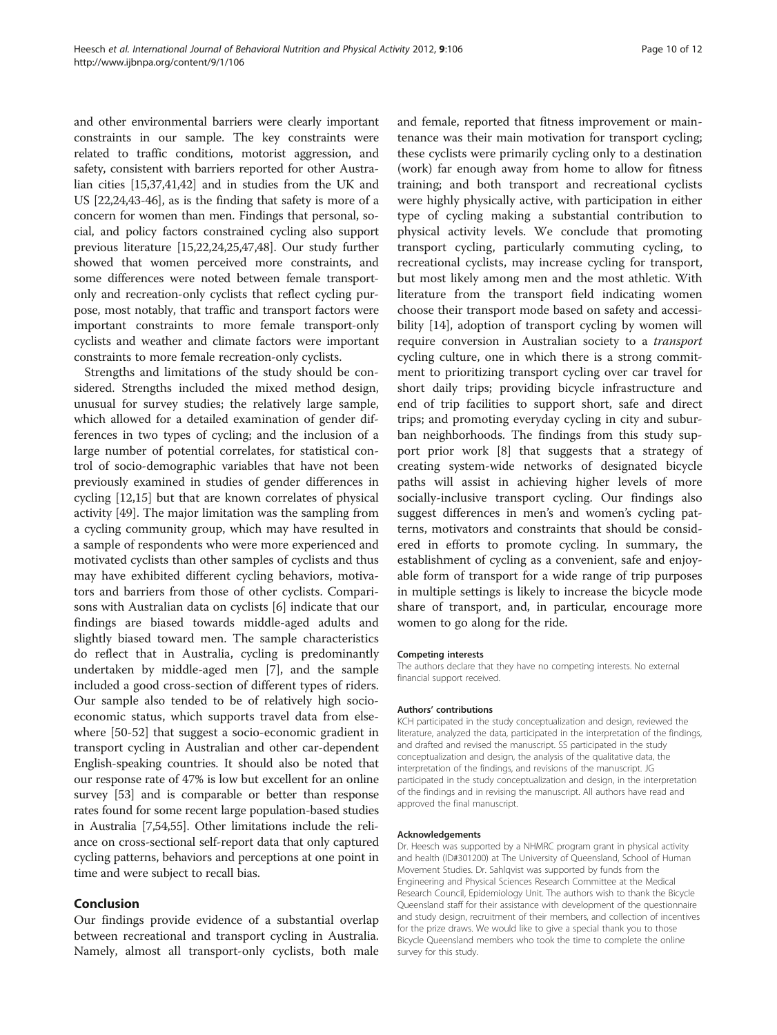and other environmental barriers were clearly important constraints in our sample. The key constraints were related to traffic conditions, motorist aggression, and safety, consistent with barriers reported for other Australian cities [15,37,41,42] and in studies from the UK and US [22,24,43-46], as is the finding that safety is more of a concern for women than men. Findings that personal, social, and policy factors constrained cycling also support previous literature [15,22,24,25,47,48]. Our study further showed that women perceived more constraints, and some differences were noted between female transport-only and recreation-only cyclists that reflect cycling purpose, most notably, that traffic and transport factors were important constraints to more female transport-only cyclists and weather and climate factors were important constraints to more female recreation-only cyclists.

Strengths and limitations of the study should be considered. Strengths included the mixed method design, unusual for survey studies; the relatively large sample, which allowed for a detailed examination of gender differences in two types of cycling; and the inclusion of a large number of potential correlates, for statistical control of socio-demographic variables that have not been previously examined in studies of gender differences in cycling [12,15] but that are known correlates of physical activity [49]. The major limitation was the sampling from a cycling community group, which may have resulted in a sample of respondents who were more experienced and motivated cyclists than other samples of cyclists and thus may have exhibited different cycling behaviors, motivators and barriers from those of other cyclists. Comparisons with Australian data on cyclists [6] indicate that our findings are biased towards middle-aged adults and slightly biased toward men. The sample characteristics do reflect that in Australia, cycling is predominantly undertaken by middle-aged men [7], and the sample included a good cross-section of different types of riders. Our sample also tended to be of relatively high socio-economic status, which supports travel data from elsewhere [50-52] that suggest a socio-economic gradient in transport cycling in Australian and other car-dependent English-speaking countries. It should also be noted that our response rate of 47% is low but excellent for an online survey [53] and is comparable or better than response rates found for some recent large population-based studies in Australia [7,54,55]. Other limitations include the reliance on cross-sectional self-report data that only captured cycling patterns, behaviors and perceptions at one point in time and were subject to recall bias.

## Conclusion

Our findings provide evidence of a substantial overlap between recreational and transport cycling in Australia. Namely, almost all transport-only cyclists, both male and female, reported that fitness improvement or maintenance was their main motivation for transport cycling; these cyclists were primarily cycling only to a destination (work) far enough away from home to allow for fitness training; and both transport and recreational cyclists were highly physically active, with participation in either type of cycling making a substantial contribution to physical activity levels. We conclude that promoting transport cycling, particularly commuting cycling, to recreational cyclists, may increase cycling for transport, but most likely among men and the most athletic. With literature from the transport field indicating women choose their transport mode based on safety and accessibility [14], adoption of transport cycling by women will require conversion in Australian society to a *transport* cycling culture, one in which there is a strong commitment to prioritizing transport cycling over car travel for short daily trips; providing bicycle infrastructure and end of trip facilities to support short, safe and direct trips; and promoting everyday cycling in city and suburban neighborhoods. The findings from this study support prior work [8] that suggests that a strategy of creating system-wide networks of designated bicycle paths will assist in achieving higher levels of more socially-inclusive transport cycling. Our findings also suggest differences in men's and women's cycling patterns, motivators and constraints that should be considered in efforts to promote cycling. In summary, the establishment of cycling as a convenient, safe and enjoyable form of transport for a wide range of trip purposes in multiple settings is likely to increase the bicycle mode share of transport, and, in particular, encourage more women to go along for the ride.

#### Competing interests

The authors declare that they have no competing interests. No external financial support received.

#### Authors' contributions

KCH participated in the study conceptualization and design, reviewed the literature, analyzed the data, participated in the interpretation of the findings, and drafted and revised the manuscript. SS participated in the study conceptualization and design, the analysis of the qualitative data, the interpretation of the findings, and revisions of the manuscript. JG participated in the study conceptualization and design, in the interpretation of the findings and in revising the manuscript. All authors have read and approved the final manuscript.

#### Acknowledgements

Dr. Heesch was supported by a NHMRC program grant in physical activity and health (ID#301200) at The University of Queensland, School of Human Movement Studies. Dr. Sahlqvist was supported by funds from the Engineering and Physical Sciences Research Committee at the Medical Research Council, Epidemiology Unit. The authors wish to thank the Bicycle Queensland staff for their assistance with development of the questionnaire and study design, recruitment of their members, and collection of incentives for the prize draws. We would like to give a special thank you to those Bicycle Queensland members who took the time to complete the online survey for this study.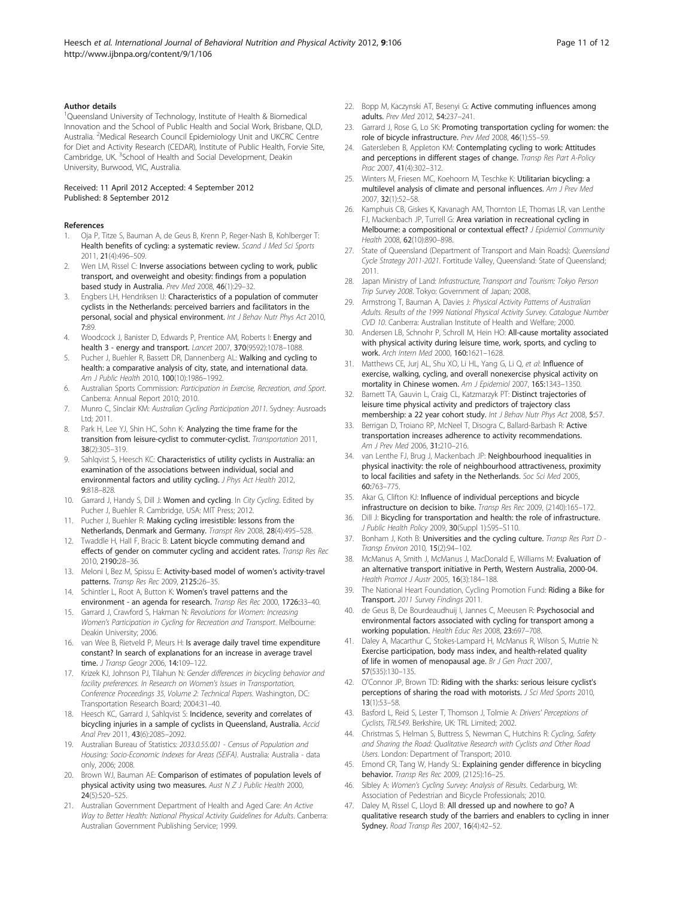### Author details

[1]Queensland University of Technology, Institute of Health & Biomedical Innovation and the School of Public Health and Social Work, Brisbane, QLD, Australia. [2]Medical Research Council Epidemiology Unit and UKCRC Centre for Diet and Activity Research (CEDAR), Institute of Public Health, Forvie Site, Cambridge, UK. [3]School of Health and Social Development, Deakin University, Burwood, VIC, Australia.

Received: 11 April 2012 Accepted: 4 September 2012
Published: 8 September 2012

### References

1. Oja P, Titze S, Bauman A, de Geus B, Krenn P, Reger-Nash B, Kohlberger T: **Health benefits of cycling: a systematic review.** *Scand J Med Sci Sports* 2011, **21**(4):496–509.
2. Wen LM, Rissel C: **Inverse associations between cycling to work, public transport, and overweight and obesity: findings from a population based study in Australia.** *Prev Med* 2008, **46**(1):29–32.
3. Engbers LH, Hendriksen IJ: **Characteristics of a population of commuter cyclists in the Netherlands: perceived barriers and facilitators in the personal, social and physical environment.** *Int J Behav Nutr Phys Act* 2010, **7**:89.
4. Woodcock J, Banister D, Edwards P, Prentice AM, Roberts I: **Energy and health 3 - energy and transport.** *Lancet* 2007, **370**(9592):1078–1088.
5. Pucher J, Buehler R, Bassett DR, Dannenberg AL: **Walking and cycling to health: a comparative analysis of city, state, and international data.** *Am J Public Health* 2010, **100**(10):1986–1992.
6. Australian Sports Commission: *Participation in Exercise, Recreation, and Sport*. Canberra: Annual Report 2010; 2010.
7. Munro C, Sinclair KM: *Australian Cycling Participation 2011*. Sydney: Ausroads Ltd; 2011.
8. Park H, Lee YJ, Shin HC, Sohn K: **Analyzing the time frame for the transition from leisure-cyclist to commuter-cyclist.** *Transportation* 2011, **38**(2):305–319.
9. Sahlqvist S, Heesch KC: **Characteristics of utility cyclists in Australia: an examination of the associations between individual, social and environmental factors and utility cycling.** *J Phys Act Health* 2012, **9**:818–828.
10. Garrard J, Handy S, Dill J: **Women and cycling.** In *City Cycling*. Edited by Pucher J, Buehler R. Cambridge, USA: MIT Press; 2012.
11. Pucher J, Buehler R: **Making cycling irresistible: lessons from the Netherlands, Denmark and Germany.** *Transpt Rev* 2008, **28**(4):495–528.
12. Twaddle H, Hall F, Bracic B: **Latent bicycle commuting demand and effects of gender on commuter cycling and accident rates.** *Transp Res Rec* 2010, **2190**:28–36.
13. Meloni I, Bez M, Spissu E: **Activity-based model of women's activity-travel patterns.** *Transp Res Rec* 2009, **2125**:26–35.
14. Schintler L, Root A, Button K: **Women's travel patterns and the environment - an agenda for research.** *Transp Res Rec* 2000, **1726**:33–40.
15. Garrard J, Crawford S, Hakman N: *Revolutions for Women: Increasing Women's Participation in Cycling for Recreation and Transport*. Melbourne: Deakin University; 2006.
16. van Wee B, Rietveld P, Meurs H: **Is average daily travel time expenditure constant? In search of explanations for an increase in average travel time.** *J Transp Geogr* 2006, **14**:109–122.
17. Krizek KJ, Johnson PJ, Tilahun N: *Gender differences in bicycling behavior and facility preferences. In Research on Women's Issues in Transportation, Conference Proceedings 35, Volume 2: Technical Papers*. Washington, DC: Transportation Research Board; 2004:31–40.
18. Heesch KC, Garrard J, Sahlqvist S: **Incidence, severity and correlates of bicycling injuries in a sample of cyclists in Queensland, Australia.** *Accid Anal Prev* 2011, **43**(6):2085–2092.
19. Australian Bureau of Statistics: *2033.0.55.001 - Census of Population and Housing: Socio-Economic Indexes for Areas (SEIFA)*. Australia: Australia - data only, 2006; 2008.
20. Brown WJ, Bauman AE: **Comparison of estimates of population levels of physical activity using two measures.** *Aust N Z J Public Health* 2000, **24**(5):520–525.
21. Australian Government Department of Health and Aged Care: *An Active Way to Better Health: National Physical Activity Guidelines for Adults*. Canberra: Australian Government Publishing Service; 1999.
22. Bopp M, Kaczynski AT, Besenyi G: **Active commuting influences among adults.** *Prev Med* 2012, **54**:237–241.
23. Garrard J, Rose G, Lo SK: **Promoting transportation cycling for women: the role of bicycle infrastructure.** *Prev Med* 2008, **46**(1):55–59.
24. Gatersleben B, Appleton KM: **Contemplating cycling to work: Attitudes and perceptions in different stages of change.** *Transp Res Part A-Policy Prac* 2007, **41**(4):302–312.
25. Winters M, Friesen MC, Koehoorn M, Teschke K: **Utilitarian bicycling: a multilevel analysis of climate and personal influences.** *Am J Prev Med* 2007, **32**(1):52–58.
26. Kamphuis CB, Giskes K, Kavanagh AM, Thornton LE, Thomas LR, van Lenthe FJ, Mackenbach JP, Turrell G: **Area variation in recreational cycling in Melbourne: a compositional or contextual effect?** *J Epidemiol Community Health* 2008, **62**(10):890–898.
27. State of Queensland (Department of Transport and Main Roads): *Queensland Cycle Strategy 2011-2021*. Fortitude Valley, Queensland: State of Queensland; 2011.
28. Japan Ministry of Land: *Infrastructure, Transport and Tourism: Tokyo Person Trip Survey 2008*. Tokyo: Government of Japan; 2008.
29. Armstrong T, Bauman A, Davies J: *Physical Activity Patterns of Australian Adults. Results of the 1999 National Physical Activity Survey. Catalogue Number CVD 10*. Canberra: Australian Institute of Health and Welfare; 2000.
30. Andersen LB, Schnohr P, Schroll M, Hein HO: **All-cause mortality associated with physical activity during leisure time, work, sports, and cycling to work.** *Arch Intern Med* 2000, **160**:1621–1628.
31. Matthews CE, Jurj AL, Shu XO, Li HL, Yang G, Li Q, *et al*: **Influence of exercise, walking, cycling, and overall nonexercise physical activity on mortality in Chinese women.** *Am J Epidemiol* 2007, **165**:1343–1350.
32. Barnett TA, Gauvin L, Craig CL, Katzmarzyk PT: **Distinct trajectories of leisure time physical activity and predictors of trajectory class membership: a 22 year cohort study.** *Int J Behav Nutr Phys Act* 2008, **5**:57.
33. Berrigan D, Troiano RP, McNeel T, Disogra C, Ballard-Barbash R: **Active transportation increases adherence to activity recommendations.** *Am J Prev Med* 2006, **31**:210–216.
34. van Lenthe FJ, Brug J, Mackenbach JP: **Neighbourhood inequalities in physical inactivity: the role of neighbourhood attractiveness, proximity to local facilities and safety in the Netherlands.** *Soc Sci Med* 2005, **60**:763–775.
35. Akar G, Clifton KJ: **Influence of individual perceptions and bicycle infrastructure on decision to bike.** *Transp Res Rec* 2009, (2140):165–172.
36. Dill J: **Bicycling for transportation and health: the role of infrastructure.** *J Public Health Policy* 2009, **30**(Suppl 1):S95–S110.
37. Bonham J, Koth B: **Universities and the cycling culture.** *Transp Res Part D - Transp Environ* 2010, **15**(2):94–102.
38. McManus A, Smith J, McManus J, MacDonald E, Williams M: **Evaluation of an alternative transport initiative in Perth, Western Australia, 2000-04.** *Health Promot J Austr* 2005, **16**(3):184–188.
39. The National Heart Foundation, Cycling Promotion Fund: **Riding a Bike for Transport.** *2011 Survey Findings* 2011.
40. de Geus B, De Bourdeaudhuij I, Jannes C, Meeusen R: **Psychosocial and environmental factors associated with cycling for transport among a working population.** *Health Educ Res* 2008, **23**:697–708.
41. Daley A, Macarthur C, Stokes-Lampard H, McManus R, Wilson S, Mutrie N: **Exercise participation, body mass index, and health-related quality of life in women of menopausal age.** *Br J Gen Pract* 2007, **57**(535):130–135.
42. O'Connor JP, Brown TD: **Riding with the sharks: serious leisure cyclist's perceptions of sharing the road with motorists.** *J Sci Med Sports* 2010, **13**(1):53–58.
43. Basford L, Reid S, Lester T, Thomson J, Tolmie A: *Drivers' Perceptions of Cyclists, TRL549*. Berkshire, UK: TRL Limited; 2002.
44. Christmas S, Helman S, Buttress S, Newman C, Hutchins R: *Cycling, Safety and Sharing the Road: Qualitative Research with Cyclists and Other Road Users*. London: Department of Transport; 2010.
45. Emond CR, Tang W, Handy SL: **Explaining gender difference in bicycling behavior.** *Transp Res Rec* 2009, (2125):16–25.
46. Sibley A: *Women's Cycling Survey: Analysis of Results*. Cedarburg, WI: Association of Pedestrian and Bicycle Professionals; 2010.
47. Daley M, Rissel C, Lloyd B: **All dressed up and nowhere to go? A qualitative research study of the barriers and enablers to cycling in inner Sydney.** *Road Transp Res* 2007, **16**(4):42–52.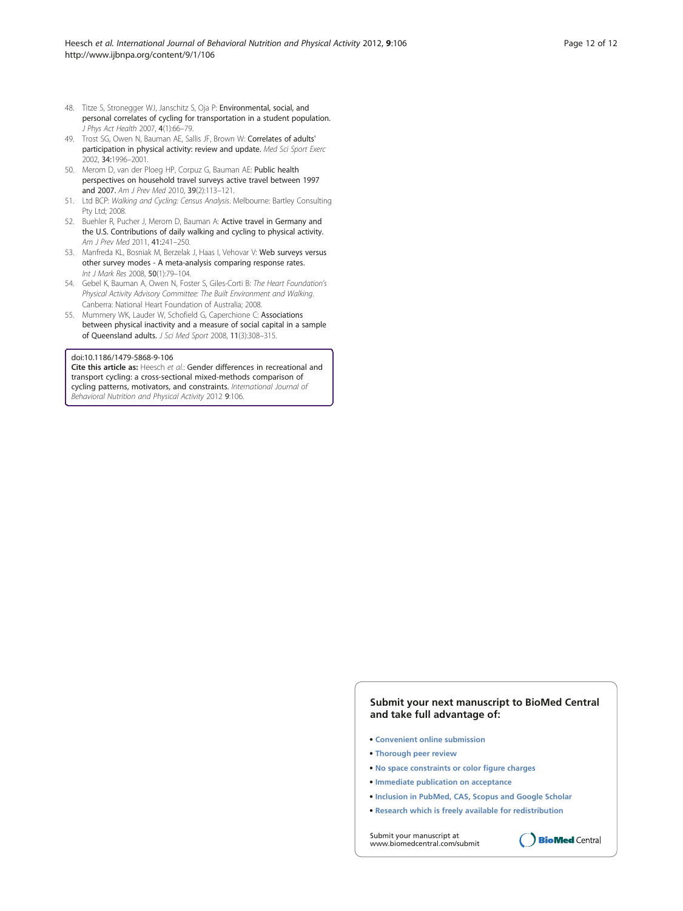48. Titze S, Stronegger WJ, Janschitz S, Oja P: **Environmental, social, and personal correlates of cycling for transportation in a student population.** *J Phys Act Health* 2007, **4**(1):66–79.
49. Trost SG, Owen N, Bauman AE, Sallis JF, Brown W: **Correlates of adults' participation in physical activity: review and update.** *Med Sci Sport Exerc* 2002, **34**:1996–2001.
50. Merom D, van der Ploeg HP, Corpuz G, Bauman AE: **Public health perspectives on household travel surveys active travel between 1997 and 2007.** *Am J Prev Med* 2010, **39**(2):113–121.
51. Ltd BCP: *Walking and Cycling: Census Analysis*. Melbourne: Bartley Consulting Pty Ltd; 2008.
52. Buehler R, Pucher J, Merom D, Bauman A: **Active travel in Germany and the U.S. Contributions of daily walking and cycling to physical activity.** *Am J Prev Med* 2011, **41**:241–250.
53. Manfreda KL, Bosniak M, Berzelak J, Haas I, Vehovar V: **Web surveys versus other survey modes - A meta-analysis comparing response rates.** *Int J Mark Res* 2008, **50**(1):79–104.
54. Gebel K, Bauman A, Owen N, Foster S, Giles-Corti B: *The Heart Foundation's Physical Activity Advisory Committee: The Built Environment and Walking*. Canberra: National Heart Foundation of Australia; 2008.
55. Mummery WK, Lauder W, Schofield G, Caperchione C: **Associations between physical inactivity and a measure of social capital in a sample of Queensland adults.** *J Sci Med Sport* 2008, **11**(3):308–315.

doi:10.1186/1479-5868-9-106
**Cite this article as:** Heesch *et al.*: Gender differences in recreational and transport cycling: a cross-sectional mixed-methods comparison of cycling patterns, motivators, and constraints. *International Journal of Behavioral Nutrition and Physical Activity* 2012 **9**:106.

**Submit your next manuscript to BioMed Central and take full advantage of:**

- **Convenient online submission**
- **Thorough peer review**
- **No space constraints or color figure charges**
- **Immediate publication on acceptance**
- **Inclusion in PubMed, CAS, Scopus and Google Scholar**
- **Research which is freely available for redistribution**

Submit your manuscript at
www.biomedcentral.com/submit

BioMed Central